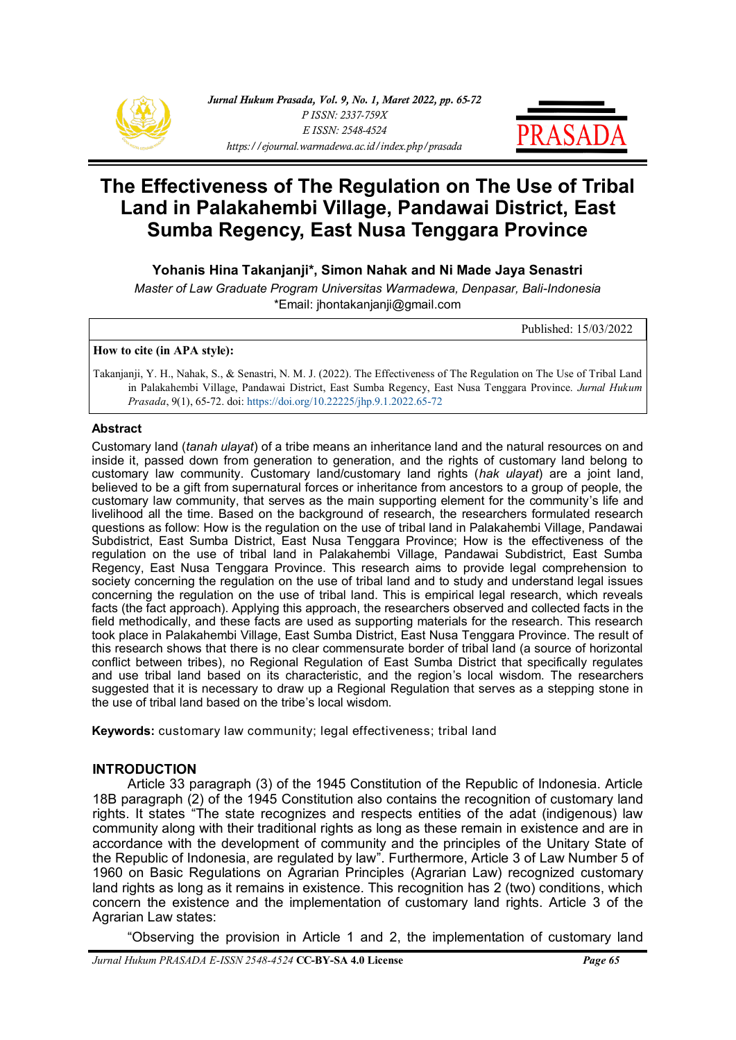# The Effectiveness of The Regulation on The Use of Tribal Land in Palakahembi Village, Pandawai District, East Sumba Regency, East Nusa Tenggara Province

**Yohanis Hina Takanjanji*, Simon Nahak and Ni Made Jaya Senastri**

*Master of Law Graduate Program Universitas Warmadewa, Denpasar, Bali-Indonesia*

*Email: jhontakanjanji@gmail.com

Published: 15/03/2022

**How to cite (in APA style):**

Takanjanji, Y. H., Nahak, S., & Senastri, N. M. J. (2022). The Effectiveness of The Regulation on The Use of Tribal Land in Palakahembi Village, Pandawai District, East Sumba Regency, East Nusa Tenggara Province. *Jurnal Hukum Prasada*, 9(1), 65-72. doi: https://doi.org/10.22225/jhp.9.1.2022.65-72

## Abstract

Customary land (*tanah ulayat*) of a tribe means an inheritance land and the natural resources on and inside it, passed down from generation to generation, and the rights of customary land belong to customary law community. Customary land/customary land rights (*hak ulayat*) are a joint land, believed to be a gift from supernatural forces or inheritance from ancestors to a group of people, the customary law community, that serves as the main supporting element for the community's life and livelihood all the time. Based on the background of research, the researchers formulated research questions as follow: How is the regulation on the use of tribal land in Palakahembi Village, Pandawai Subdistrict, East Sumba District, East Nusa Tenggara Province; How is the effectiveness of the regulation on the use of tribal land in Palakahembi Village, Pandawai Subdistrict, East Sumba Regency, East Nusa Tenggara Province. This research aims to provide legal comprehension to society concerning the regulation on the use of tribal land and to study and understand legal issues concerning the regulation on the use of tribal land. This is empirical legal research, which reveals facts (the fact approach). Applying this approach, the researchers observed and collected facts in the field methodically, and these facts are used as supporting materials for the research. This research took place in Palakahembi Village, East Sumba District, East Nusa Tenggara Province. The result of this research shows that there is no clear commensurate border of tribal land (a source of horizontal conflict between tribes), no Regional Regulation of East Sumba District that specifically regulates and use tribal land based on its characteristic, and the region's local wisdom. The researchers suggested that it is necessary to draw up a Regional Regulation that serves as a stepping stone in the use of tribal land based on the tribe's local wisdom.

**Keywords:** customary law community; legal effectiveness; tribal land

## INTRODUCTION

Article 33 paragraph (3) of the 1945 Constitution of the Republic of Indonesia. Article 18B paragraph (2) of the 1945 Constitution also contains the recognition of customary land rights. It states "The state recognizes and respects entities of the adat (indigenous) law community along with their traditional rights as long as these remain in existence and are in accordance with the development of community and the principles of the Unitary State of the Republic of Indonesia, are regulated by law". Furthermore, Article 3 of Law Number 5 of 1960 on Basic Regulations on Agrarian Principles (Agrarian Law) recognized customary land rights as long as it remains in existence. This recognition has 2 (two) conditions, which concern the existence and the implementation of customary land rights. Article 3 of the Agrarian Law states:

"Observing the provision in Article 1 and 2, the implementation of customary land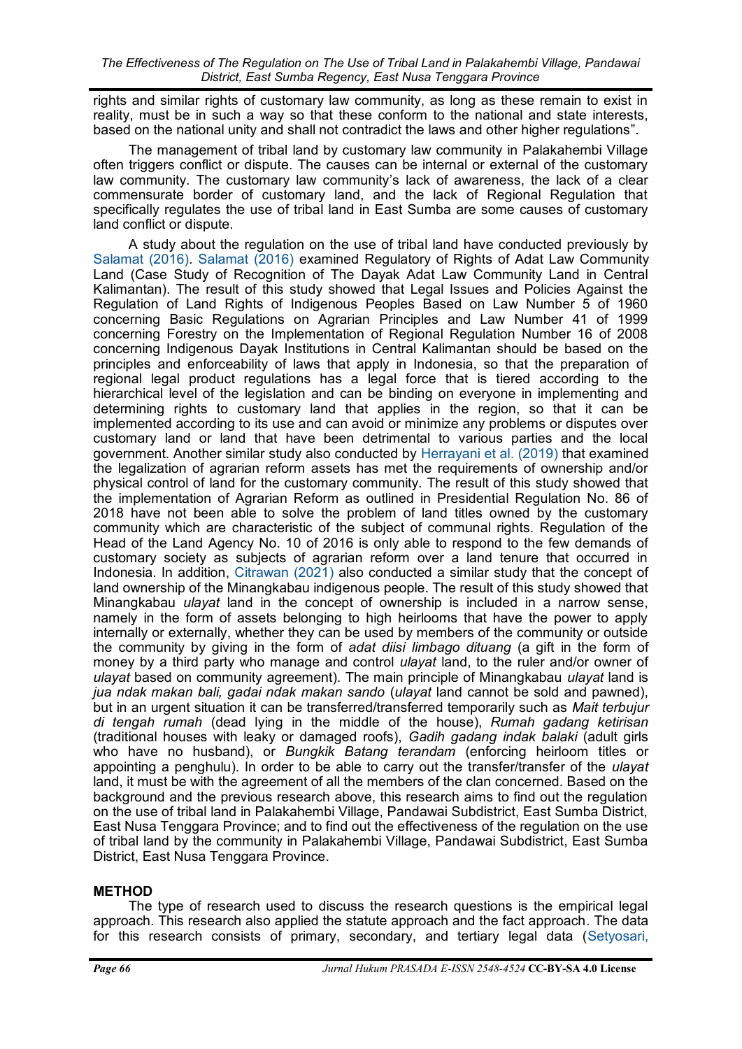rights and similar rights of customary law community, as long as these remain to exist in reality, must be in such a way so that these conform to the national and state interests, based on the national unity and shall not contradict the laws and other higher regulations".

The management of tribal land by customary law community in Palakahembi Village often triggers conflict or dispute. The causes can be internal or external of the customary law community. The customary law community's lack of awareness, the lack of a clear commensurate border of customary land, and the lack of Regional Regulation that specifically regulates the use of tribal land in East Sumba are some causes of customary land conflict or dispute.

A study about the regulation on the use of tribal land have conducted previously by Salamat (2016). Salamat (2016) examined Regulatory of Rights of Adat Law Community Land (Case Study of Recognition of The Dayak Adat Law Community Land in Central Kalimantan). The result of this study showed that Legal Issues and Policies Against the Regulation of Land Rights of Indigenous Peoples Based on Law Number 5 of 1960 concerning Basic Regulations on Agrarian Principles and Law Number 41 of 1999 concerning Forestry on the Implementation of Regional Regulation Number 16 of 2008 concerning Indigenous Dayak Institutions in Central Kalimantan should be based on the principles and enforceability of laws that apply in Indonesia, so that the preparation of regional legal product regulations has a legal force that is tiered according to the hierarchical level of the legislation and can be binding on everyone in implementing and determining rights to customary land that applies in the region, so that it can be implemented according to its use and can avoid or minimize any problems or disputes over customary land or land that have been detrimental to various parties and the local government. Another similar study also conducted by Herrayani et al. (2019) that examined the legalization of agrarian reform assets has met the requirements of ownership and/or physical control of land for the customary community. The result of this study showed that the implementation of Agrarian Reform as outlined in Presidential Regulation No. 86 of 2018 have not been able to solve the problem of land titles owned by the customary community which are characteristic of the subject of communal rights. Regulation of the Head of the Land Agency No. 10 of 2016 is only able to respond to the few demands of customary society as subjects of agrarian reform over a land tenure that occurred in Indonesia. In addition, Citrawan (2021) also conducted a similar study that the concept of land ownership of the Minangkabau indigenous people. The result of this study showed that Minangkabau *ulayat* land in the concept of ownership is included in a narrow sense, namely in the form of assets belonging to high heirlooms that have the power to apply internally or externally, whether they can be used by members of the community or outside the community by giving in the form of *adat diisi limbago dituang* (a gift in the form of money by a third party who manage and control *ulayat* land, to the ruler and/or owner of *ulayat* based on community agreement). The main principle of Minangkabau *ulayat* land is *jua ndak makan bali, gadai ndak makan sando* (*ulayat* land cannot be sold and pawned), but in an urgent situation it can be transferred/transferred temporarily such as *Mait terbujur di tengah rumah* (dead lying in the middle of the house), *Rumah gadang ketirisan* (traditional houses with leaky or damaged roofs), *Gadih gadang indak balaki* (adult girls who have no husband), or *Bungkik Batang terandam* (enforcing heirloom titles or appointing a penghulu). In order to be able to carry out the transfer/transfer of the *ulayat* land, it must be with the agreement of all the members of the clan concerned. Based on the background and the previous research above, this research aims to find out the regulation on the use of tribal land in Palakahembi Village, Pandawai Subdistrict, East Sumba District, East Nusa Tenggara Province; and to find out the effectiveness of the regulation on the use of tribal land by the community in Palakahembi Village, Pandawai Subdistrict, East Sumba District, East Nusa Tenggara Province.

## METHOD

The type of research used to discuss the research questions is the empirical legal approach. This research also applied the statute approach and the fact approach. The data for this research consists of primary, secondary, and tertiary legal data (Setyosari,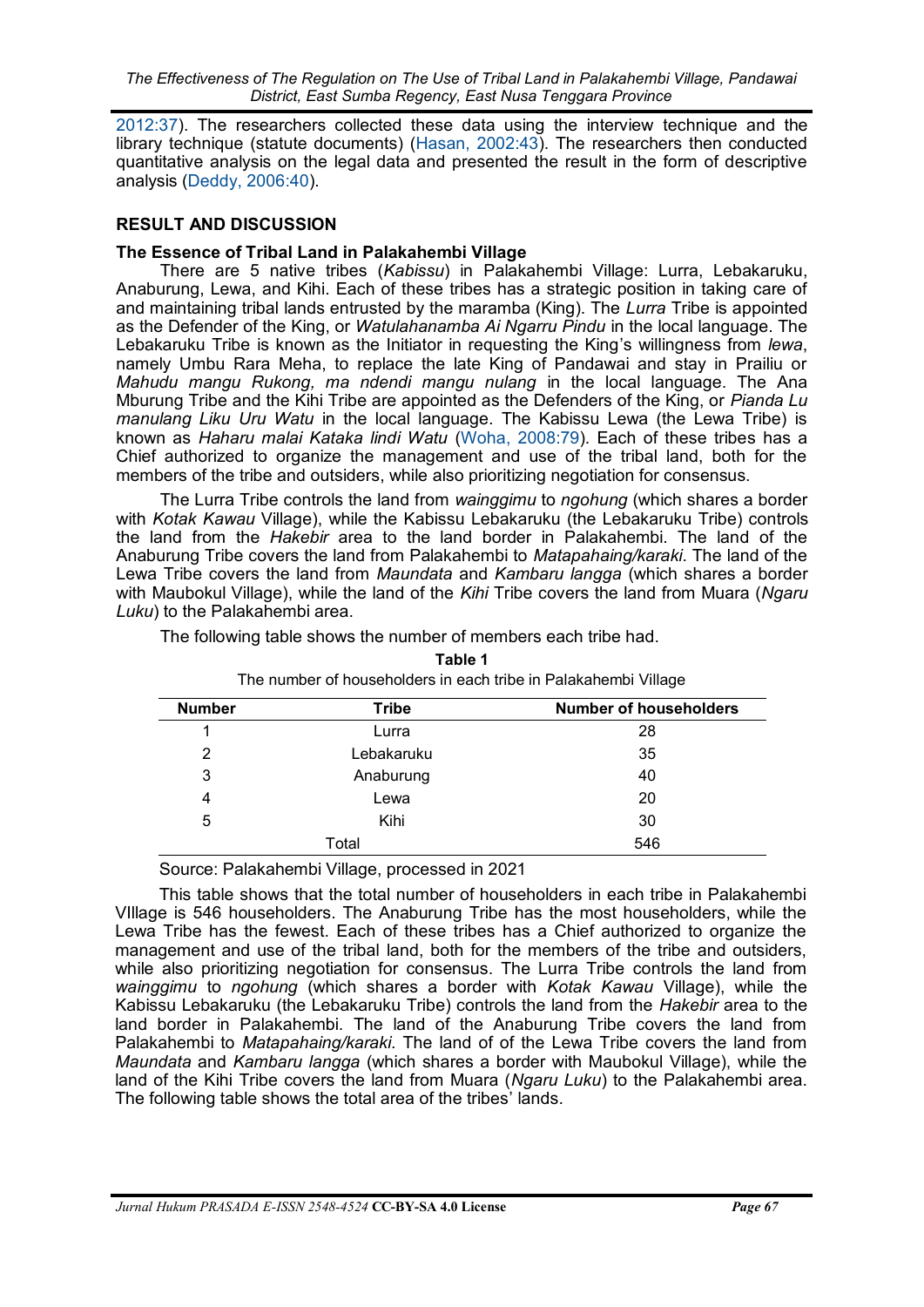2012:37). The researchers collected these data using the interview technique and the library technique (statute documents) (Hasan, 2002:43). The researchers then conducted quantitative analysis on the legal data and presented the result in the form of descriptive analysis (Deddy, 2006:40).

## RESULT AND DISCUSSION

### The Essence of Tribal Land in Palakahembi Village

There are 5 native tribes (*Kabissu*) in Palakahembi Village: Lurra, Lebakaruku, Anaburung, Lewa, and Kihi. Each of these tribes has a strategic position in taking care of and maintaining tribal lands entrusted by the maramba (King). The *Lurra* Tribe is appointed as the Defender of the King, or *Watulahananamba Ai Ngarru Pindu* in the local language. The Lebakaruku Tribe is known as the Initiator in requesting the King's willingness from *lewa*, namely Umbu Rara Meha, to replace the late King of Pandawai and stay in Prailiu or *Mahudu mangu Rukong, ma ndendi mangu nulang* in the local language. The Ana Mburung Tribe and the Kihi Tribe are appointed as the Defenders of the King, or *Pianda Lu manulang Liku Uru Watu* in the local language. The Kabissu Lewa (the Lewa Tribe) is known as *Haharu malai Kataka lindi Watu* (Woha, 2008:79). Each of these tribes has a Chief authorized to organize the management and use of the tribal land, both for the members of the tribe and outsiders, while also prioritizing negotiation for consensus.

The Lurra Tribe controls the land from *wainggimu* to *ngohung* (which shares a border with *Kotak Kawau* Village), while the Kabissu Lebakaruku (the Lebakaruku Tribe) controls the land from the *Hakebir* area to the land border in Palakahembi. The land of the Anaburung Tribe covers the land from Palakahembi to *Matapahaing/karaki*. The land of the Lewa Tribe covers the land from *Maundata* and *Kambaru langga* (which shares a border with Maubokul Village), while the land of the *Kihi* Tribe covers the land from Muara (*Ngaru Luku*) to the Palakahembi area.

The following table shows the number of members each tribe had.

**Table 1**

The number of householders in each tribe in Palakahembi Village

| Number | Tribe | Number of householders |
|---|---|---|
| 1 | Lurra | 28 |
| 2 | Lebakaruku | 35 |
| 3 | Anaburung | 40 |
| 4 | Lewa | 20 |
| 5 | Kihi | 30 |
| | Total | 546 |

Source: Palakahembi Village, processed in 2021

This table shows that the total number of householders in each tribe in Palakahembi VIllage is 546 householders. The Anaburung Tribe has the most householders, while the Lewa Tribe has the fewest. Each of these tribes has a Chief authorized to organize the management and use of the tribal land, both for the members of the tribe and outsiders, while also prioritizing negotiation for consensus. The Lurra Tribe controls the land from *wainggimu* to *ngohung* (which shares a border with *Kotak Kawau* Village), while the Kabissu Lebakaruku (the Lebakaruku Tribe) controls the land from the *Hakebir* area to the land border in Palakahembi. The land of the Anaburung Tribe covers the land from Palakahembi to *Matapahaing/karaki*. The land of of the Lewa Tribe covers the land from *Maundata* and *Kambaru langga* (which shares a border with Maubokul Village), while the land of the Kihi Tribe covers the land from Muara (*Ngaru Luku*) to the Palakahembi area. The following table shows the total area of the tribes' lands.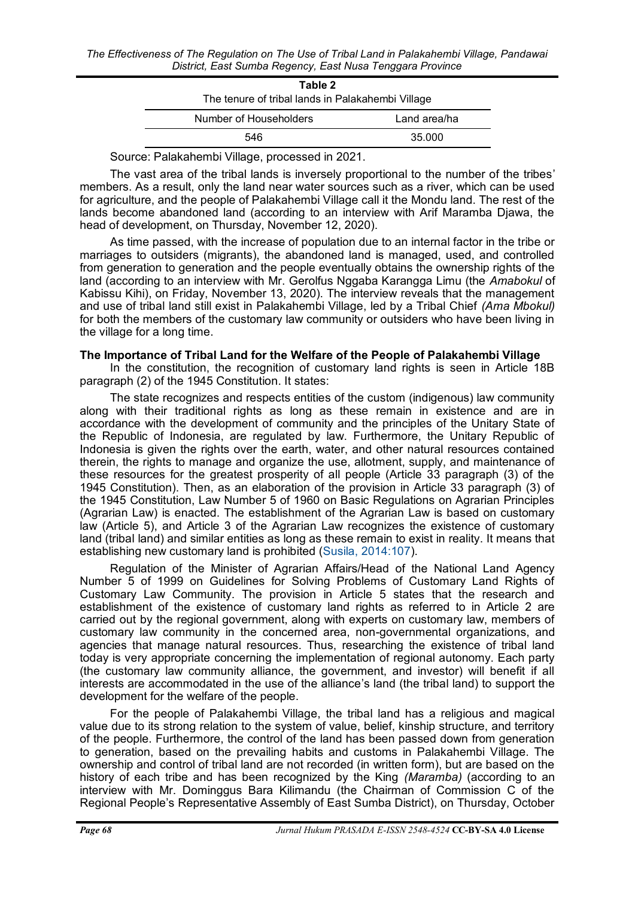**Table 2**
The tenure of tribal lands in Palakahembi Village

| Number of Householders | Land area/ha |
| --- | --- |
| 546 | 35.000 |

Source: Palakahembi Village, processed in 2021.

The vast area of the tribal lands is inversely proportional to the number of the tribes' members. As a result, only the land near water sources such as a river, which can be used for agriculture, and the people of Palakahembi Village call it the Mondu land. The rest of the lands become abandoned land (according to an interview with Arif Maramba Djawa, the head of development, on Thursday, November 12, 2020).

As time passed, with the increase of population due to an internal factor in the tribe or marriages to outsiders (migrants), the abandoned land is managed, used, and controlled from generation to generation and the people eventually obtains the ownership rights of the land (according to an interview with Mr. Gerolfus Nggaba Karangga Limu (the *Amabokul* of Kabissu Kihi), on Friday, November 13, 2020). The interview reveals that the management and use of tribal land still exist in Palakahembi Village, led by a Tribal Chief *(Ama Mbokul)* for both the members of the customary law community or outsiders who have been living in the village for a long time.

### The Importance of Tribal Land for the Welfare of the People of Palakahembi Village

In the constitution, the recognition of customary land rights is seen in Article 18B paragraph (2) of the 1945 Constitution. It states:

The state recognizes and respects entities of the custom (indigenous) law community along with their traditional rights as long as these remain in existence and are in accordance with the development of community and the principles of the Unitary State of the Republic of Indonesia, are regulated by law. Furthermore, the Unitary Republic of Indonesia is given the rights over the earth, water, and other natural resources contained therein, the rights to manage and organize the use, allotment, supply, and maintenance of these resources for the greatest prosperity of all people (Article 33 paragraph (3) of the 1945 Constitution). Then, as an elaboration of the provision in Article 33 paragraph (3) of the 1945 Constitution, Law Number 5 of 1960 on Basic Regulations on Agrarian Principles (Agrarian Law) is enacted. The establishment of the Agrarian Law is based on customary law (Article 5), and Article 3 of the Agrarian Law recognizes the existence of customary land (tribal land) and similar entities as long as these remain to exist in reality. It means that establishing new customary land is prohibited (Susila, 2014:107).

Regulation of the Minister of Agrarian Affairs/Head of the National Land Agency Number 5 of 1999 on Guidelines for Solving Problems of Customary Land Rights of Customary Law Community. The provision in Article 5 states that the research and establishment of the existence of customary land rights as referred to in Article 2 are carried out by the regional government, along with experts on customary law, members of customary law community in the concerned area, non-governmental organizations, and agencies that manage natural resources. Thus, researching the existence of tribal land today is very appropriate concerning the implementation of regional autonomy. Each party (the customary law community alliance, the government, and investor) will benefit if all interests are accommodated in the use of the alliance's land (the tribal land) to support the development for the welfare of the people.

For the people of Palakahembi Village, the tribal land has a religious and magical value due to its strong relation to the system of value, belief, kinship structure, and territory of the people. Furthermore, the control of the land has been passed down from generation to generation, based on the prevailing habits and customs in Palakahembi Village. The ownership and control of tribal land are not recorded (in written form), but are based on the history of each tribe and has been recognized by the King *(Maramba)* (according to an interview with Mr. Dominggus Bara Kilimandu (the Chairman of Commission C of the Regional People's Representative Assembly of East Sumba District), on Thursday, October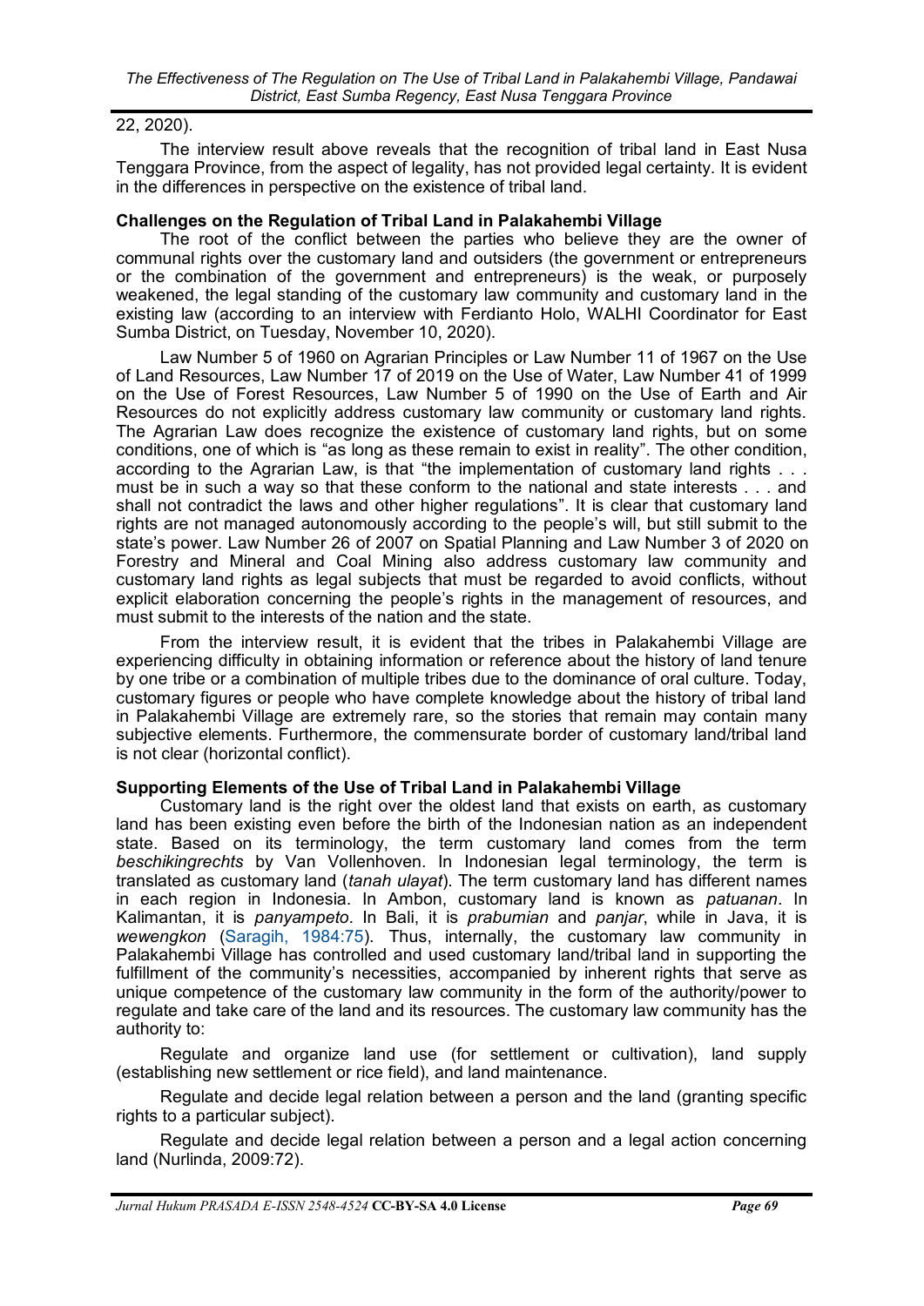22, 2020).

The interview result above reveals that the recognition of tribal land in East Nusa Tenggara Province, from the aspect of legality, has not provided legal certainty. It is evident in the differences in perspective on the existence of tribal land.

### Challenges on the Regulation of Tribal Land in Palakahembi Village

The root of the conflict between the parties who believe they are the owner of communal rights over the customary land and outsiders (the government or entrepreneurs or the combination of the government and entrepreneurs) is the weak, or purposely weakened, the legal standing of the customary law community and customary land in the existing law (according to an interview with Ferdianto Holo, WALHI Coordinator for East Sumba District, on Tuesday, November 10, 2020).

Law Number 5 of 1960 on Agrarian Principles or Law Number 11 of 1967 on the Use of Land Resources, Law Number 17 of 2019 on the Use of Water, Law Number 41 of 1999 on the Use of Forest Resources, Law Number 5 of 1990 on the Use of Earth and Air Resources do not explicitly address customary law community or customary land rights. The Agrarian Law does recognize the existence of customary land rights, but on some conditions, one of which is "as long as these remain to exist in reality". The other condition, according to the Agrarian Law, is that "the implementation of customary land rights . . . must be in such a way so that these conform to the national and state interests . . . and shall not contradict the laws and other higher regulations". It is clear that customary land rights are not managed autonomously according to the people's will, but still submit to the state's power. Law Number 26 of 2007 on Spatial Planning and Law Number 3 of 2020 on Forestry and Mineral and Coal Mining also address customary law community and customary land rights as legal subjects that must be regarded to avoid conflicts, without explicit elaboration concerning the people's rights in the management of resources, and must submit to the interests of the nation and the state.

From the interview result, it is evident that the tribes in Palakahembi Village are experiencing difficulty in obtaining information or reference about the history of land tenure by one tribe or a combination of multiple tribes due to the dominance of oral culture. Today, customary figures or people who have complete knowledge about the history of tribal land in Palakahembi Village are extremely rare, so the stories that remain may contain many subjective elements. Furthermore, the commensurate border of customary land/tribal land is not clear (horizontal conflict).

### Supporting Elements of the Use of Tribal Land in Palakahembi Village

Customary land is the right over the oldest land that exists on earth, as customary land has been existing even before the birth of the Indonesian nation as an independent state. Based on its terminology, the term customary land comes from the term *beschikingrechts* by Van Vollenhoven. In Indonesian legal terminology, the term is translated as customary land (*tanah ulayat*). The term customary land has different names in each region in Indonesia. In Ambon, customary land is known as *patuanan*. In Kalimantan, it is *panyampeto*. In Bali, it is *prabumian* and *panjar*, while in Java, it is *wewengkon* (Saragih, 1984:75). Thus, internally, the customary law community in Palakahembi Village has controlled and used customary land/tribal land in supporting the fulfillment of the community's necessities, accompanied by inherent rights that serve as unique competence of the customary law community in the form of the authority/power to regulate and take care of the land and its resources. The customary law community has the authority to:

Regulate and organize land use (for settlement or cultivation), land supply (establishing new settlement or rice field), and land maintenance.

Regulate and decide legal relation between a person and the land (granting specific rights to a particular subject).

Regulate and decide legal relation between a person and a legal action concerning land (Nurlinda, 2009:72).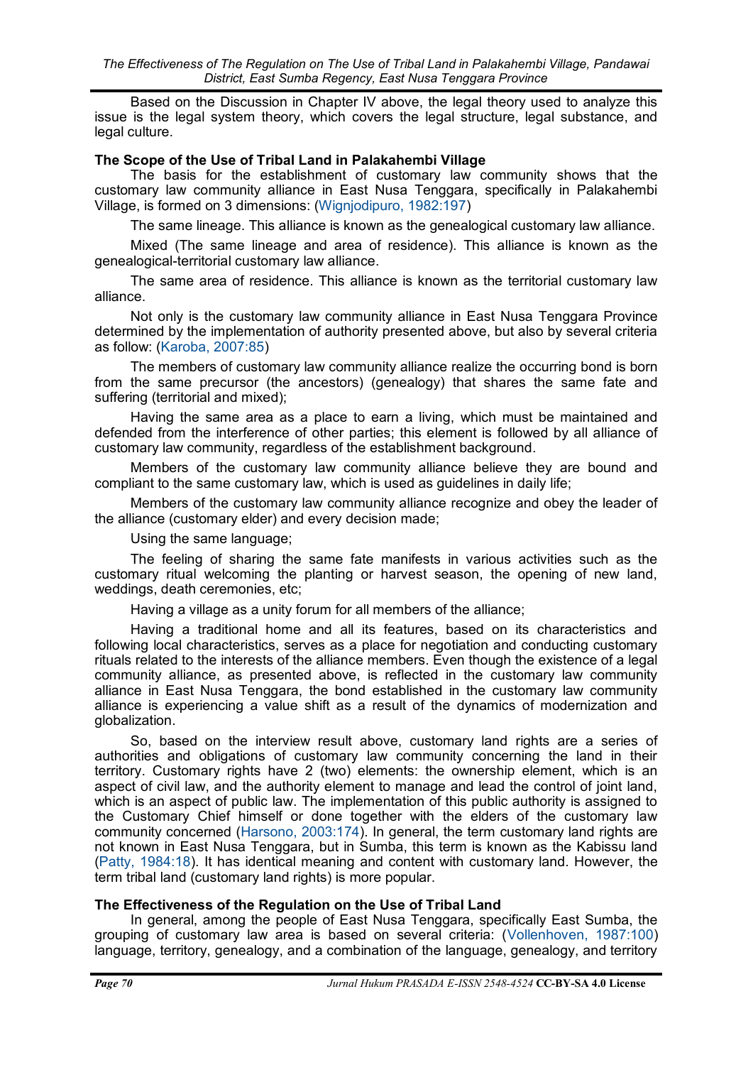Based on the Discussion in Chapter IV above, the legal theory used to analyze this issue is the legal system theory, which covers the legal structure, legal substance, and legal culture.

**The Scope of the Use of Tribal Land in Palakahembi Village**

The basis for the establishment of customary law community shows that the customary law community alliance in East Nusa Tenggara, specifically in Palakahembi Village, is formed on 3 dimensions: (Wignjodipuro, 1982:197)

The same lineage. This alliance is known as the genealogical customary law alliance.

Mixed (The same lineage and area of residence). This alliance is known as the genealogical-territorial customary law alliance.

The same area of residence. This alliance is known as the territorial customary law alliance.

Not only is the customary law community alliance in East Nusa Tenggara Province determined by the implementation of authority presented above, but also by several criteria as follow: (Karoba, 2007:85)

The members of customary law community alliance realize the occurring bond is born from the same precursor (the ancestors) (genealogy) that shares the same fate and suffering (territorial and mixed);

Having the same area as a place to earn a living, which must be maintained and defended from the interference of other parties; this element is followed by all alliance of customary law community, regardless of the establishment background.

Members of the customary law community alliance believe they are bound and compliant to the same customary law, which is used as guidelines in daily life;

Members of the customary law community alliance recognize and obey the leader of the alliance (customary elder) and every decision made;

Using the same language;

The feeling of sharing the same fate manifests in various activities such as the customary ritual welcoming the planting or harvest season, the opening of new land, weddings, death ceremonies, etc;

Having a village as a unity forum for all members of the alliance;

Having a traditional home and all its features, based on its characteristics and following local characteristics, serves as a place for negotiation and conducting customary rituals related to the interests of the alliance members. Even though the existence of a legal community alliance, as presented above, is reflected in the customary law community alliance in East Nusa Tenggara, the bond established in the customary law community alliance is experiencing a value shift as a result of the dynamics of modernization and globalization.

So, based on the interview result above, customary land rights are a series of authorities and obligations of customary law community concerning the land in their territory. Customary rights have 2 (two) elements: the ownership element, which is an aspect of civil law, and the authority element to manage and lead the control of joint land, which is an aspect of public law. The implementation of this public authority is assigned to the Customary Chief himself or done together with the elders of the customary law community concerned (Harsono, 2003:174). In general, the term customary land rights are not known in East Nusa Tenggara, but in Sumba, this term is known as the Kabissu land (Patty, 1984:18). It has identical meaning and content with customary land. However, the term tribal land (customary land rights) is more popular.

**The Effectiveness of the Regulation on the Use of Tribal Land**

In general, among the people of East Nusa Tenggara, specifically East Sumba, the grouping of customary law area is based on several criteria: (Vollenhoven, 1987:100) language, territory, genealogy, and a combination of the language, genealogy, and territory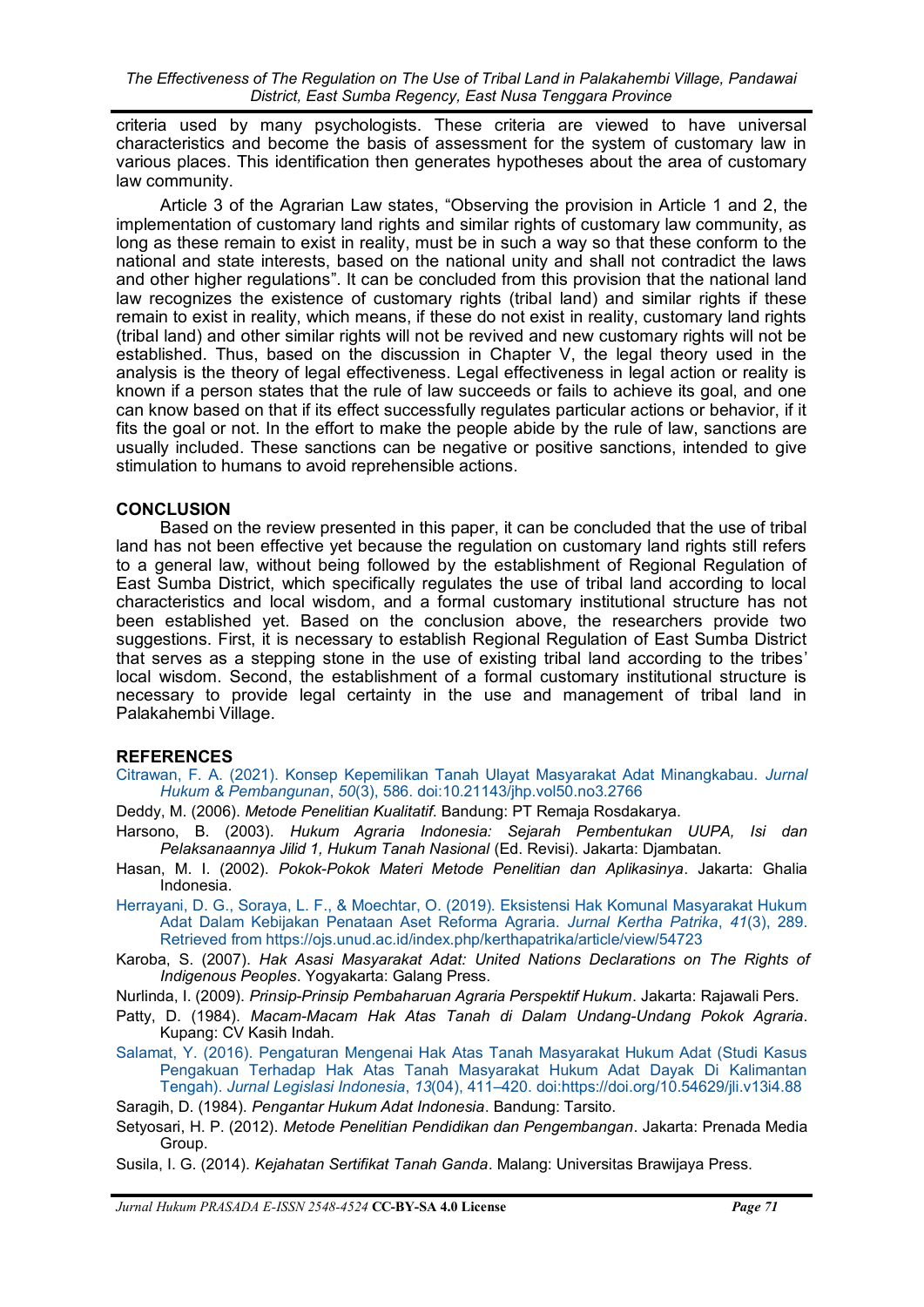criteria used by many psychologists. These criteria are viewed to have universal characteristics and become the basis of assessment for the system of customary law in various places. This identification then generates hypotheses about the area of customary law community.

Article 3 of the Agrarian Law states, "Observing the provision in Article 1 and 2, the implementation of customary land rights and similar rights of customary law community, as long as these remain to exist in reality, must be in such a way so that these conform to the national and state interests, based on the national unity and shall not contradict the laws and other higher regulations". It can be concluded from this provision that the national land law recognizes the existence of customary rights (tribal land) and similar rights if these remain to exist in reality, which means, if these do not exist in reality, customary land rights (tribal land) and other similar rights will not be revived and new customary rights will not be established. Thus, based on the discussion in Chapter V, the legal theory used in the analysis is the theory of legal effectiveness. Legal effectiveness in legal action or reality is known if a person states that the rule of law succeeds or fails to achieve its goal, and one can know based on that if its effect successfully regulates particular actions or behavior, if it fits the goal or not. In the effort to make the people abide by the rule of law, sanctions are usually included. These sanctions can be negative or positive sanctions, intended to give stimulation to humans to avoid reprehensible actions.

## CONCLUSION

Based on the review presented in this paper, it can be concluded that the use of tribal land has not been effective yet because the regulation on customary land rights still refers to a general law, without being followed by the establishment of Regional Regulation of East Sumba District, which specifically regulates the use of tribal land according to local characteristics and local wisdom, and a formal customary institutional structure has not been established yet. Based on the conclusion above, the researchers provide two suggestions. First, it is necessary to establish Regional Regulation of East Sumba District that serves as a stepping stone in the use of existing tribal land according to the tribes' local wisdom. Second, the establishment of a formal customary institutional structure is necessary to provide legal certainty in the use and management of tribal land in Palakahembi Village.

## REFERENCES

Citrawan, F. A. (2021). Konsep Kepemilikan Tanah Ulayat Masyarakat Adat Minangkabau. *Jurnal Hukum & Pembangunan*, *50*(3), 586. doi:10.21143/jhp.vol50.no3.2766

Deddy, M. (2006). *Metode Penelitian Kualitatif*. Bandung: PT Remaja Rosdakarya.

Harsono, B. (2003). *Hukum Agraria Indonesia: Sejarah Pembentukan UUPA, Isi dan Pelaksanaannya Jilid 1, Hukum Tanah Nasional* (Ed. Revisi). Jakarta: Djambatan.

Hasan, M. I. (2002). *Pokok-Pokok Materi Metode Penelitian dan Aplikasinya*. Jakarta: Ghalia Indonesia.

Herrayani, D. G., Soraya, L. F., & Moechtar, O. (2019). Eksistensi Hak Komunal Masyarakat Hukum Adat Dalam Kebijakan Penataan Aset Reforma Agraria. *Jurnal Kertha Patrika*, *41*(3), 289. Retrieved from https://ojs.unud.ac.id/index.php/kerthapatrika/article/view/54723

Karoba, S. (2007). *Hak Asasi Masyarakat Adat: United Nations Declarations on The Rights of Indigenous Peoples*. Yogyakarta: Galang Press.

Nurlinda, I. (2009). *Prinsip-Prinsip Pembaharuan Agraria Perspektif Hukum*. Jakarta: Rajawali Pers.

Patty, D. (1984). *Macam-Macam Hak Atas Tanah di Dalam Undang-Undang Pokok Agraria*. Kupang: CV Kasih Indah.

Salamat, Y. (2016). Pengaturan Mengenai Hak Atas Tanah Masyarakat Hukum Adat (Studi Kasus Pengakuan Terhadap Hak Atas Tanah Masyarakat Hukum Adat Dayak Di Kalimantan Tengah). *Jurnal Legislasi Indonesia*, *13*(04), 411–420. doi:https://doi.org/10.54629/jli.v13i4.88

Saragih, D. (1984). *Pengantar Hukum Adat Indonesia*. Bandung: Tarsito.

Setyosari, H. P. (2012). *Metode Penelitian Pendidikan dan Pengembangan*. Jakarta: Prenada Media Group.

Susila, I. G. (2014). *Kejahatan Sertifikat Tanah Ganda*. Malang: Universitas Brawijaya Press.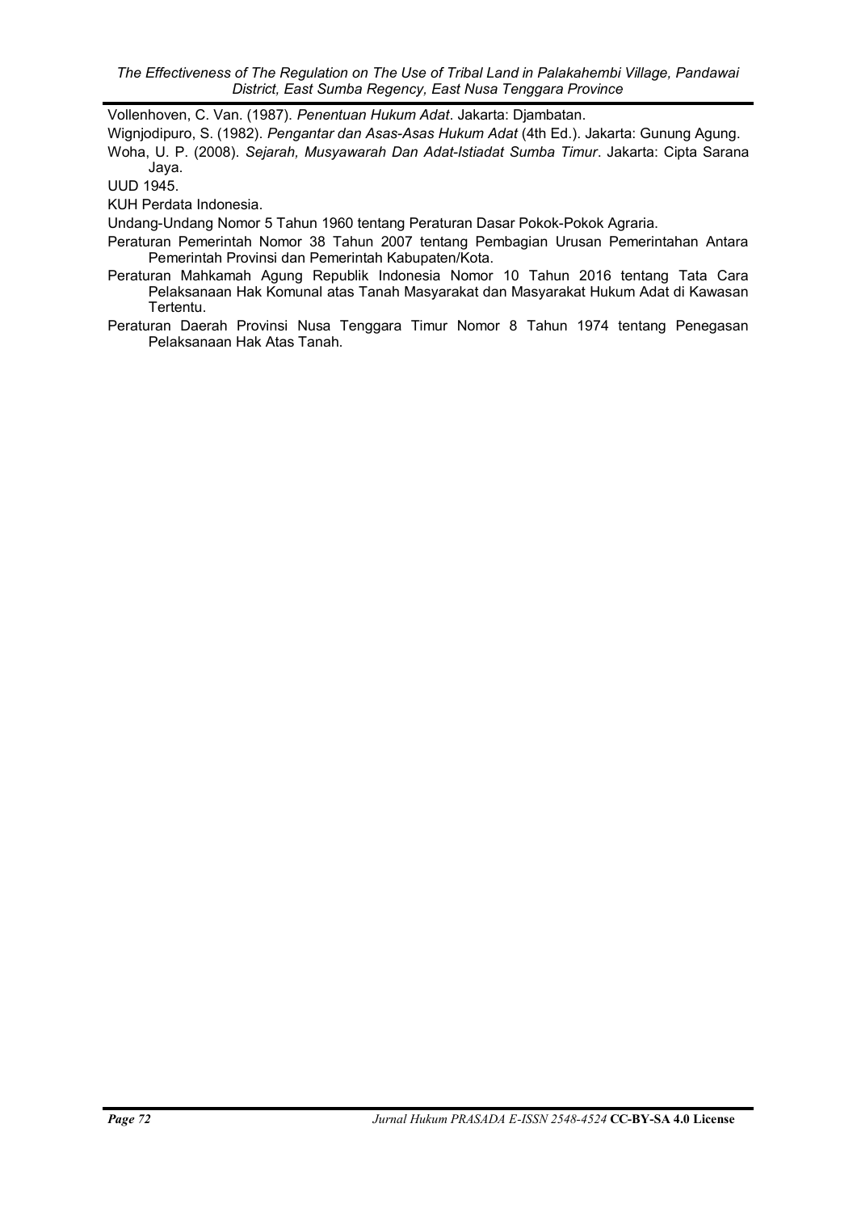Vollenhoven, C. Van. (1987). *Penentuan Hukum Adat*. Jakarta: Djambatan.

Wignjodipuro, S. (1982). *Pengantar dan Asas-Asas Hukum Adat* (4th Ed.). Jakarta: Gunung Agung.

Woha, U. P. (2008). *Sejarah, Musyawarah Dan Adat-Istiadat Sumba Timur*. Jakarta: Cipta Sarana Jaya.

UUD 1945.

KUH Perdata Indonesia.

Undang-Undang Nomor 5 Tahun 1960 tentang Peraturan Dasar Pokok-Pokok Agraria.

Peraturan Pemerintah Nomor 38 Tahun 2007 tentang Pembagian Urusan Pemerintahan Antara Pemerintah Provinsi dan Pemerintah Kabupaten/Kota.

Peraturan Mahkamah Agung Republik Indonesia Nomor 10 Tahun 2016 tentang Tata Cara Pelaksanaan Hak Komunal atas Tanah Masyarakat dan Masyarakat Hukum Adat di Kawasan Tertentu.

Peraturan Daerah Provinsi Nusa Tenggara Timur Nomor 8 Tahun 1974 tentang Penegasan Pelaksanaan Hak Atas Tanah.